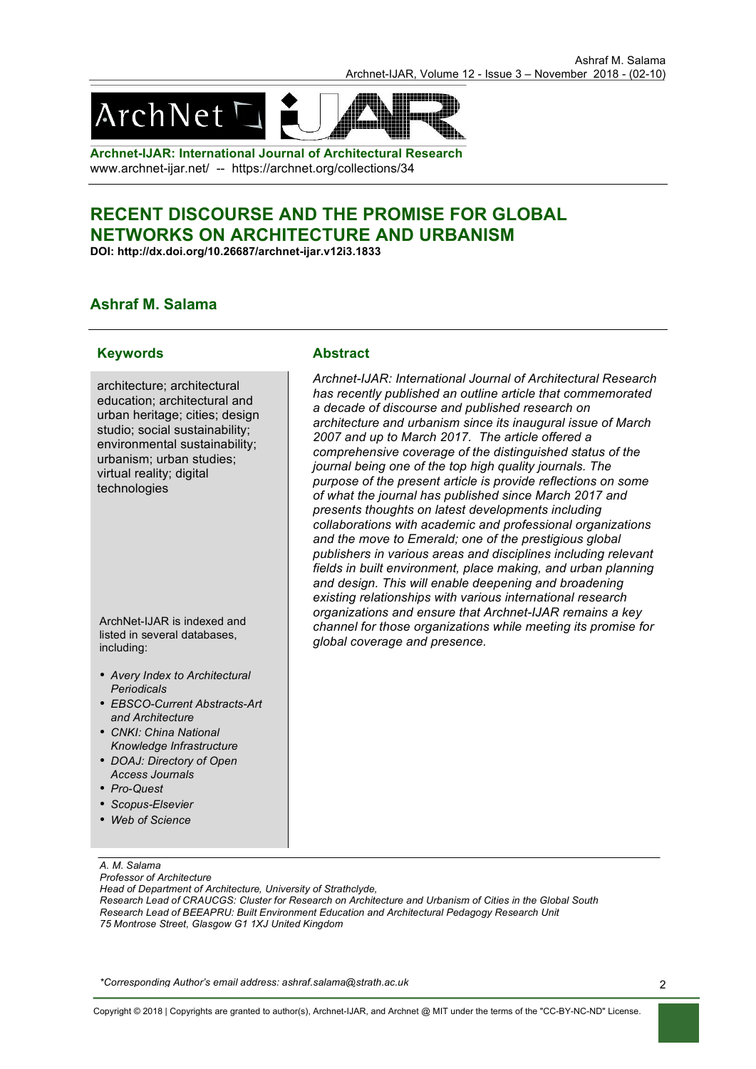**Archnet-IJAR: International Journal of Architectural Research**
www.archnet-ijar.net/ -- https://archnet.org/collections/34

# RECENT DISCOURSE AND THE PROMISE FOR GLOBAL NETWORKS ON ARCHITECTURE AND URBANISM

**DOI: http://dx.doi.org/10.26687/archnet-ijar.v12i3.1833**

## Ashraf M. Salama

### Keywords

architecture; architectural education; architectural and urban heritage; cities; design studio; social sustainability; environmental sustainability; urbanism; urban studies; virtual reality; digital technologies

ArchNet-IJAR is indexed and listed in several databases, including:

- *Avery Index to Architectural Periodicals*
- *EBSCO-Current Abstracts-Art and Architecture*
- *CNKI: China National Knowledge Infrastructure*
- *DOAJ: Directory of Open Access Journals*
- *Pro-Quest*
- *Scopus-Elsevier*
- *Web of Science*

### Abstract

*Archnet-IJAR: International Journal of Architectural Research has recently published an outline article that commemorated a decade of discourse and published research on architecture and urbanism since its inaugural issue of March 2007 and up to March 2017. The article offered a comprehensive coverage of the distinguished status of the journal being one of the top high quality journals. The purpose of the present article is provide reflections on some of what the journal has published since March 2017 and presents thoughts on latest developments including collaborations with academic and professional organizations and the move to Emerald; one of the prestigious global publishers in various areas and disciplines including relevant fields in built environment, place making, and urban planning and design. This will enable deepening and broadening existing relationships with various international research organizations and ensure that Archnet-IJAR remains a key channel for those organizations while meeting its promise for global coverage and presence.*

---

*A. M. Salama*
*Professor of Architecture*
*Head of Department of Architecture, University of Strathclyde,*
*Research Lead of CRAUCGS: Cluster for Research on Architecture and Urbanism of Cities in the Global South*
*Research Lead of BEEAPRU: Built Environment Education and Architectural Pedagogy Research Unit*
*75 Montrose Street, Glasgow G1 1XJ United Kingdom*

*\*Corresponding Author's email address: ashraf.salama@strath.ac.uk*

Copyright © 2018 | Copyrights are granted to author(s), Archnet-IJAR, and Archnet @ MIT under the terms of the "CC-BY-NC-ND" License.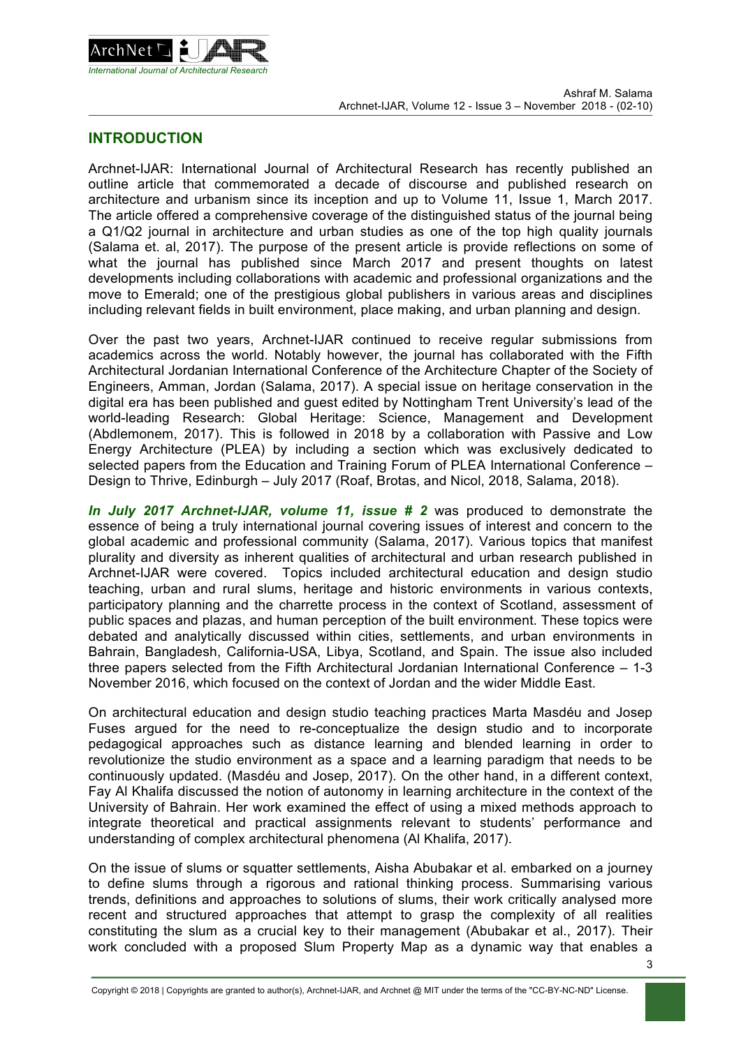## INTRODUCTION

Archnet-IJAR: International Journal of Architectural Research has recently published an outline article that commemorated a decade of discourse and published research on architecture and urbanism since its inception and up to Volume 11, Issue 1, March 2017. The article offered a comprehensive coverage of the distinguished status of the journal being a Q1/Q2 journal in architecture and urban studies as one of the top high quality journals (Salama et. al, 2017). The purpose of the present article is provide reflections on some of what the journal has published since March 2017 and present thoughts on latest developments including collaborations with academic and professional organizations and the move to Emerald; one of the prestigious global publishers in various areas and disciplines including relevant fields in built environment, place making, and urban planning and design.

Over the past two years, Archnet-IJAR continued to receive regular submissions from academics across the world. Notably however, the journal has collaborated with the Fifth Architectural Jordanian International Conference of the Architecture Chapter of the Society of Engineers, Amman, Jordan (Salama, 2017). A special issue on heritage conservation in the digital era has been published and guest edited by Nottingham Trent University's lead of the world-leading Research: Global Heritage: Science, Management and Development (Abdlemonem, 2017). This is followed in 2018 by a collaboration with Passive and Low Energy Architecture (PLEA) by including a section which was exclusively dedicated to selected papers from the Education and Training Forum of PLEA International Conference – Design to Thrive, Edinburgh – July 2017 (Roaf, Brotas, and Nicol, 2018, Salama, 2018).

***In July 2017 Archnet-IJAR, volume 11, issue # 2*** was produced to demonstrate the essence of being a truly international journal covering issues of interest and concern to the global academic and professional community (Salama, 2017). Various topics that manifest plurality and diversity as inherent qualities of architectural and urban research published in Archnet-IJAR were covered. Topics included architectural education and design studio teaching, urban and rural slums, heritage and historic environments in various contexts, participatory planning and the charrette process in the context of Scotland, assessment of public spaces and plazas, and human perception of the built environment. These topics were debated and analytically discussed within cities, settlements, and urban environments in Bahrain, Bangladesh, California-USA, Libya, Scotland, and Spain. The issue also included three papers selected from the Fifth Architectural Jordanian International Conference – 1-3 November 2016, which focused on the context of Jordan and the wider Middle East.

On architectural education and design studio teaching practices Marta Masdéu and Josep Fuses argued for the need to re-conceptualize the design studio and to incorporate pedagogical approaches such as distance learning and blended learning in order to revolutionize the studio environment as a space and a learning paradigm that needs to be continuously updated. (Masdéu and Josep, 2017). On the other hand, in a different context, Fay Al Khalifa discussed the notion of autonomy in learning architecture in the context of the University of Bahrain. Her work examined the effect of using a mixed methods approach to integrate theoretical and practical assignments relevant to students' performance and understanding of complex architectural phenomena (Al Khalifa, 2017).

On the issue of slums or squatter settlements, Aisha Abubakar et al. embarked on a journey to define slums through a rigorous and rational thinking process. Summarising various trends, definitions and approaches to solutions of slums, their work critically analysed more recent and structured approaches that attempt to grasp the complexity of all realities constituting the slum as a crucial key to their management (Abubakar et al., 2017). Their work concluded with a proposed Slum Property Map as a dynamic way that enables a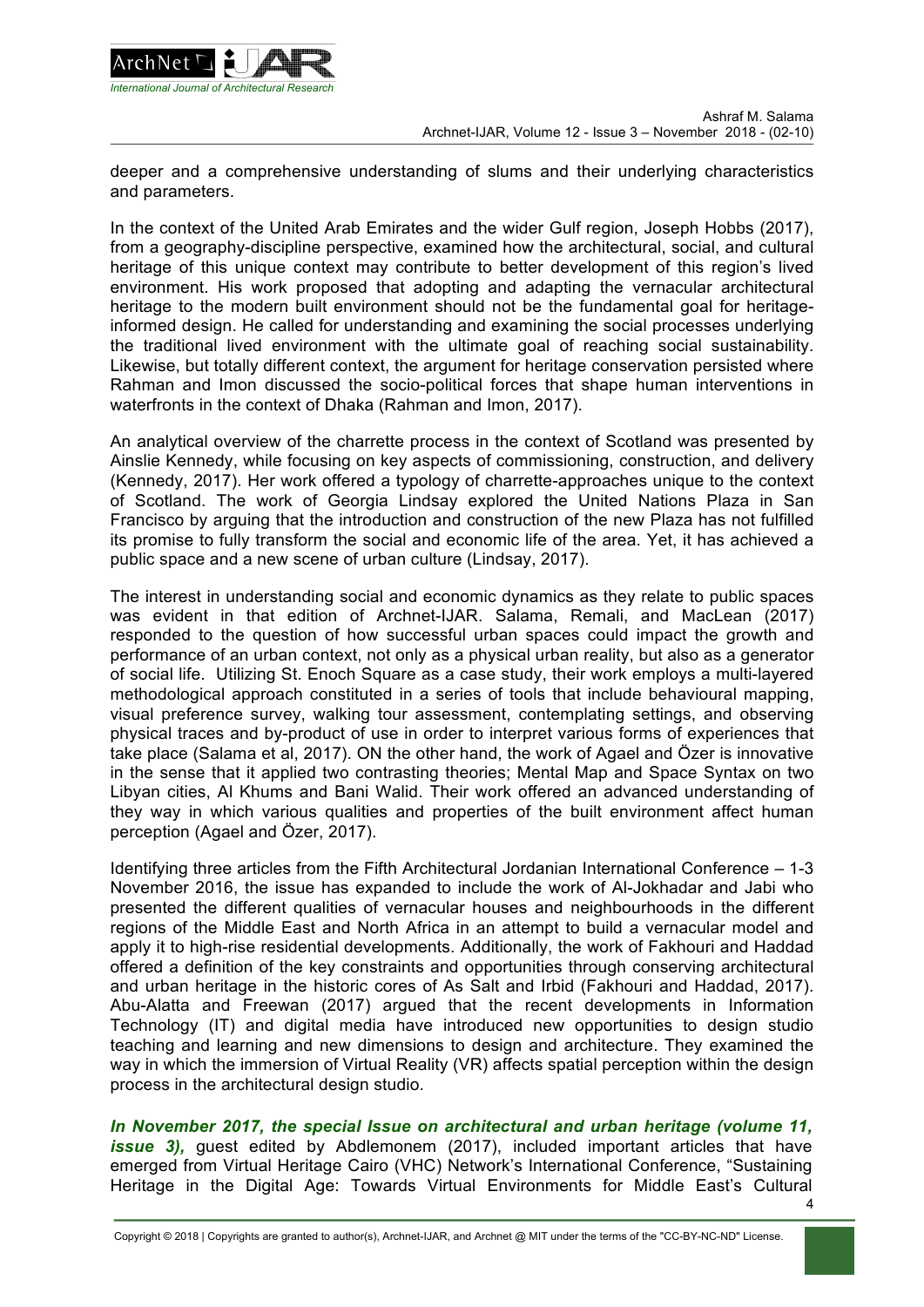deeper and a comprehensive understanding of slums and their underlying characteristics and parameters.

In the context of the United Arab Emirates and the wider Gulf region, Joseph Hobbs (2017), from a geography-discipline perspective, examined how the architectural, social, and cultural heritage of this unique context may contribute to better development of this region's lived environment. His work proposed that adopting and adapting the vernacular architectural heritage to the modern built environment should not be the fundamental goal for heritage-informed design. He called for understanding and examining the social processes underlying the traditional lived environment with the ultimate goal of reaching social sustainability. Likewise, but totally different context, the argument for heritage conservation persisted where Rahman and Imon discussed the socio-political forces that shape human interventions in waterfronts in the context of Dhaka (Rahman and Imon, 2017).

An analytical overview of the charrette process in the context of Scotland was presented by Ainslie Kennedy, while focusing on key aspects of commissioning, construction, and delivery (Kennedy, 2017). Her work offered a typology of charrette-approaches unique to the context of Scotland. The work of Georgia Lindsay explored the United Nations Plaza in San Francisco by arguing that the introduction and construction of the new Plaza has not fulfilled its promise to fully transform the social and economic life of the area. Yet, it has achieved a public space and a new scene of urban culture (Lindsay, 2017).

The interest in understanding social and economic dynamics as they relate to public spaces was evident in that edition of Archnet-IJAR. Salama, Remali, and MacLean (2017) responded to the question of how successful urban spaces could impact the growth and performance of an urban context, not only as a physical urban reality, but also as a generator of social life. Utilizing St. Enoch Square as a case study, their work employs a multi-layered methodological approach constituted in a series of tools that include behavioural mapping, visual preference survey, walking tour assessment, contemplating settings, and observing physical traces and by-product of use in order to interpret various forms of experiences that take place (Salama et al, 2017). ON the other hand, the work of Agael and Özer is innovative in the sense that it applied two contrasting theories; Mental Map and Space Syntax on two Libyan cities, Al Khums and Bani Walid. Their work offered an advanced understanding of they way in which various qualities and properties of the built environment affect human perception (Agael and Özer, 2017).

Identifying three articles from the Fifth Architectural Jordanian International Conference – 1-3 November 2016, the issue has expanded to include the work of Al-Jokhadar and Jabi who presented the different qualities of vernacular houses and neighbourhoods in the different regions of the Middle East and North Africa in an attempt to build a vernacular model and apply it to high-rise residential developments. Additionally, the work of Fakhouri and Haddad offered a definition of the key constraints and opportunities through conserving architectural and urban heritage in the historic cores of As Salt and Irbid (Fakhouri and Haddad, 2017). Abu-Alatta and Freewan (2017) argued that the recent developments in Information Technology (IT) and digital media have introduced new opportunities to design studio teaching and learning and new dimensions to design and architecture. They examined the way in which the immersion of Virtual Reality (VR) affects spatial perception within the design process in the architectural design studio.

***In November 2017, the special Issue on architectural and urban heritage (volume 11, issue 3),*** guest edited by Abdlemonem (2017), included important articles that have emerged from Virtual Heritage Cairo (VHC) Network's International Conference, "Sustaining Heritage in the Digital Age: Towards Virtual Environments for Middle East's Cultural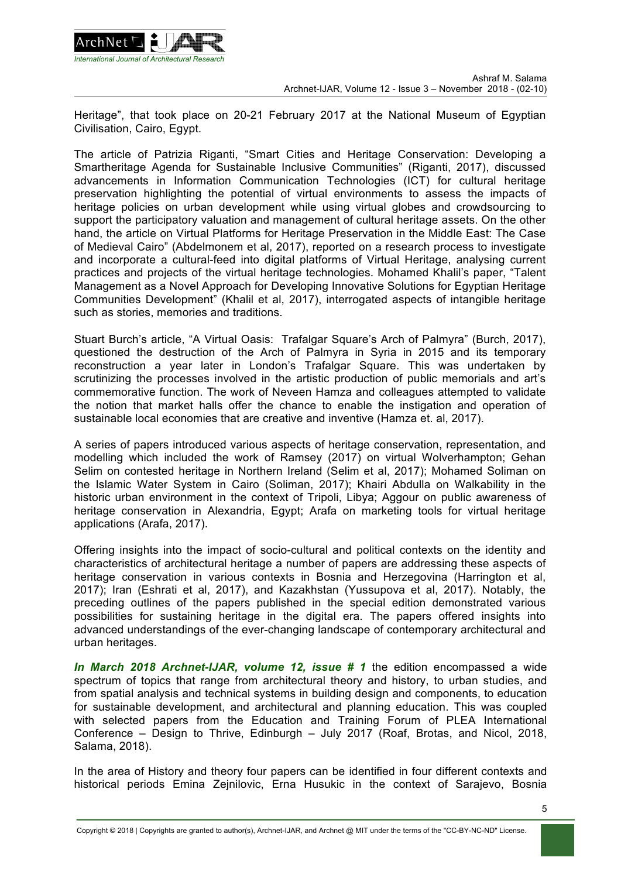Heritage", that took place on 20-21 February 2017 at the National Museum of Egyptian Civilisation, Cairo, Egypt.

The article of Patrizia Riganti, "Smart Cities and Heritage Conservation: Developing a Smartheritage Agenda for Sustainable Inclusive Communities" (Riganti, 2017), discussed advancements in Information Communication Technologies (ICT) for cultural heritage preservation highlighting the potential of virtual environments to assess the impacts of heritage policies on urban development while using virtual globes and crowdsourcing to support the participatory valuation and management of cultural heritage assets. On the other hand, the article on Virtual Platforms for Heritage Preservation in the Middle East: The Case of Medieval Cairo" (Abdelmonem et al, 2017), reported on a research process to investigate and incorporate a cultural-feed into digital platforms of Virtual Heritage, analysing current practices and projects of the virtual heritage technologies. Mohamed Khalil's paper, "Talent Management as a Novel Approach for Developing Innovative Solutions for Egyptian Heritage Communities Development" (Khalil et al, 2017), interrogated aspects of intangible heritage such as stories, memories and traditions.

Stuart Burch's article, "A Virtual Oasis: Trafalgar Square's Arch of Palmyra" (Burch, 2017), questioned the destruction of the Arch of Palmyra in Syria in 2015 and its temporary reconstruction a year later in London's Trafalgar Square. This was undertaken by scrutinizing the processes involved in the artistic production of public memorials and art's commemorative function. The work of Neveen Hamza and colleagues attempted to validate the notion that market halls offer the chance to enable the instigation and operation of sustainable local economies that are creative and inventive (Hamza et. al, 2017).

A series of papers introduced various aspects of heritage conservation, representation, and modelling which included the work of Ramsey (2017) on virtual Wolverhampton; Gehan Selim on contested heritage in Northern Ireland (Selim et al, 2017); Mohamed Soliman on the Islamic Water System in Cairo (Soliman, 2017); Khairi Abdulla on Walkability in the historic urban environment in the context of Tripoli, Libya; Aggour on public awareness of heritage conservation in Alexandria, Egypt; Arafa on marketing tools for virtual heritage applications (Arafa, 2017).

Offering insights into the impact of socio-cultural and political contexts on the identity and characteristics of architectural heritage a number of papers are addressing these aspects of heritage conservation in various contexts in Bosnia and Herzegovina (Harrington et al, 2017); Iran (Eshrati et al, 2017), and Kazakhstan (Yussupova et al, 2017). Notably, the preceding outlines of the papers published in the special edition demonstrated various possibilities for sustaining heritage in the digital era. The papers offered insights into advanced understandings of the ever-changing landscape of contemporary architectural and urban heritages.

***In March 2018 Archnet-IJAR, volume 12, issue # 1*** the edition encompassed a wide spectrum of topics that range from architectural theory and history, to urban studies, and from spatial analysis and technical systems in building design and components, to education for sustainable development, and architectural and planning education. This was coupled with selected papers from the Education and Training Forum of PLEA International Conference – Design to Thrive, Edinburgh – July 2017 (Roaf, Brotas, and Nicol, 2018, Salama, 2018).

In the area of History and theory four papers can be identified in four different contexts and historical periods Emina Zejnilovic, Erna Husukic in the context of Sarajevo, Bosnia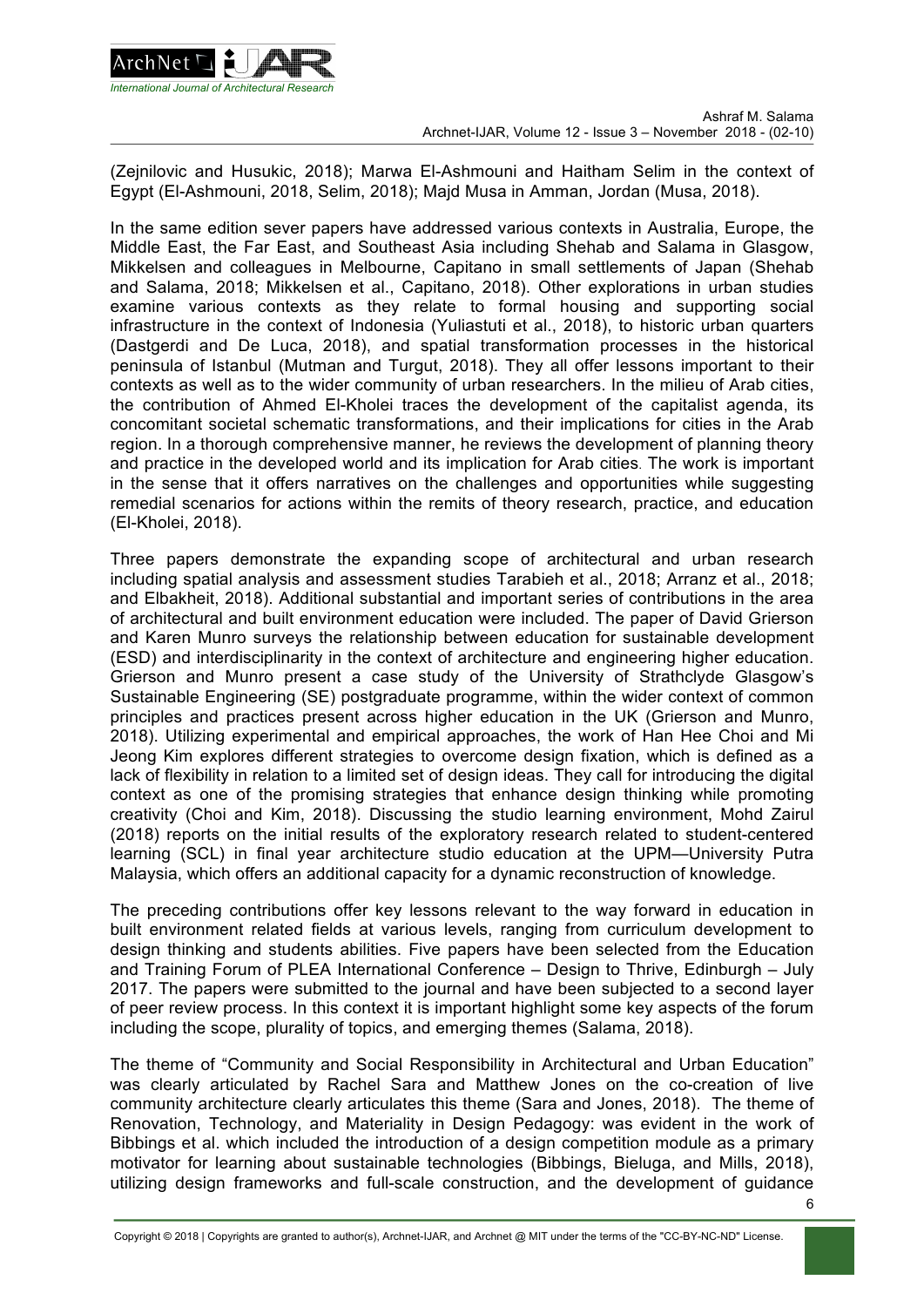(Zejnilovic and Husukic, 2018); Marwa El-Ashmouni and Haitham Selim in the context of Egypt (El-Ashmouni, 2018, Selim, 2018); Majd Musa in Amman, Jordan (Musa, 2018).

In the same edition sever papers have addressed various contexts in Australia, Europe, the Middle East, the Far East, and Southeast Asia including Shehab and Salama in Glasgow, Mikkelsen and colleagues in Melbourne, Capitano in small settlements of Japan (Shehab and Salama, 2018; Mikkelsen et al., Capitano, 2018). Other explorations in urban studies examine various contexts as they relate to formal housing and supporting social infrastructure in the context of Indonesia (Yuliastuti et al., 2018), to historic urban quarters (Dastgerdi and De Luca, 2018), and spatial transformation processes in the historical peninsula of Istanbul (Mutman and Turgut, 2018). They all offer lessons important to their contexts as well as to the wider community of urban researchers. In the milieu of Arab cities, the contribution of Ahmed El-Kholei traces the development of the capitalist agenda, its concomitant societal schematic transformations, and their implications for cities in the Arab region. In a thorough comprehensive manner, he reviews the development of planning theory and practice in the developed world and its implication for Arab cities. The work is important in the sense that it offers narratives on the challenges and opportunities while suggesting remedial scenarios for actions within the remits of theory research, practice, and education (El-Kholei, 2018).

Three papers demonstrate the expanding scope of architectural and urban research including spatial analysis and assessment studies Tarabieh et al., 2018; Arranz et al., 2018; and Elbakheit, 2018). Additional substantial and important series of contributions in the area of architectural and built environment education were included. The paper of David Grierson and Karen Munro surveys the relationship between education for sustainable development (ESD) and interdisciplinarity in the context of architecture and engineering higher education. Grierson and Munro present a case study of the University of Strathclyde Glasgow's Sustainable Engineering (SE) postgraduate programme, within the wider context of common principles and practices present across higher education in the UK (Grierson and Munro, 2018). Utilizing experimental and empirical approaches, the work of Han Hee Choi and Mi Jeong Kim explores different strategies to overcome design fixation, which is defined as a lack of flexibility in relation to a limited set of design ideas. They call for introducing the digital context as one of the promising strategies that enhance design thinking while promoting creativity (Choi and Kim, 2018). Discussing the studio learning environment, Mohd Zairul (2018) reports on the initial results of the exploratory research related to student-centered learning (SCL) in final year architecture studio education at the UPM—University Putra Malaysia, which offers an additional capacity for a dynamic reconstruction of knowledge.

The preceding contributions offer key lessons relevant to the way forward in education in built environment related fields at various levels, ranging from curriculum development to design thinking and students abilities. Five papers have been selected from the Education and Training Forum of PLEA International Conference – Design to Thrive, Edinburgh – July 2017. The papers were submitted to the journal and have been subjected to a second layer of peer review process. In this context it is important highlight some key aspects of the forum including the scope, plurality of topics, and emerging themes (Salama, 2018).

The theme of "Community and Social Responsibility in Architectural and Urban Education" was clearly articulated by Rachel Sara and Matthew Jones on the co-creation of live community architecture clearly articulates this theme (Sara and Jones, 2018). The theme of Renovation, Technology, and Materiality in Design Pedagogy: was evident in the work of Bibbings et al. which included the introduction of a design competition module as a primary motivator for learning about sustainable technologies (Bibbings, Bieluga, and Mills, 2018), utilizing design frameworks and full-scale construction, and the development of guidance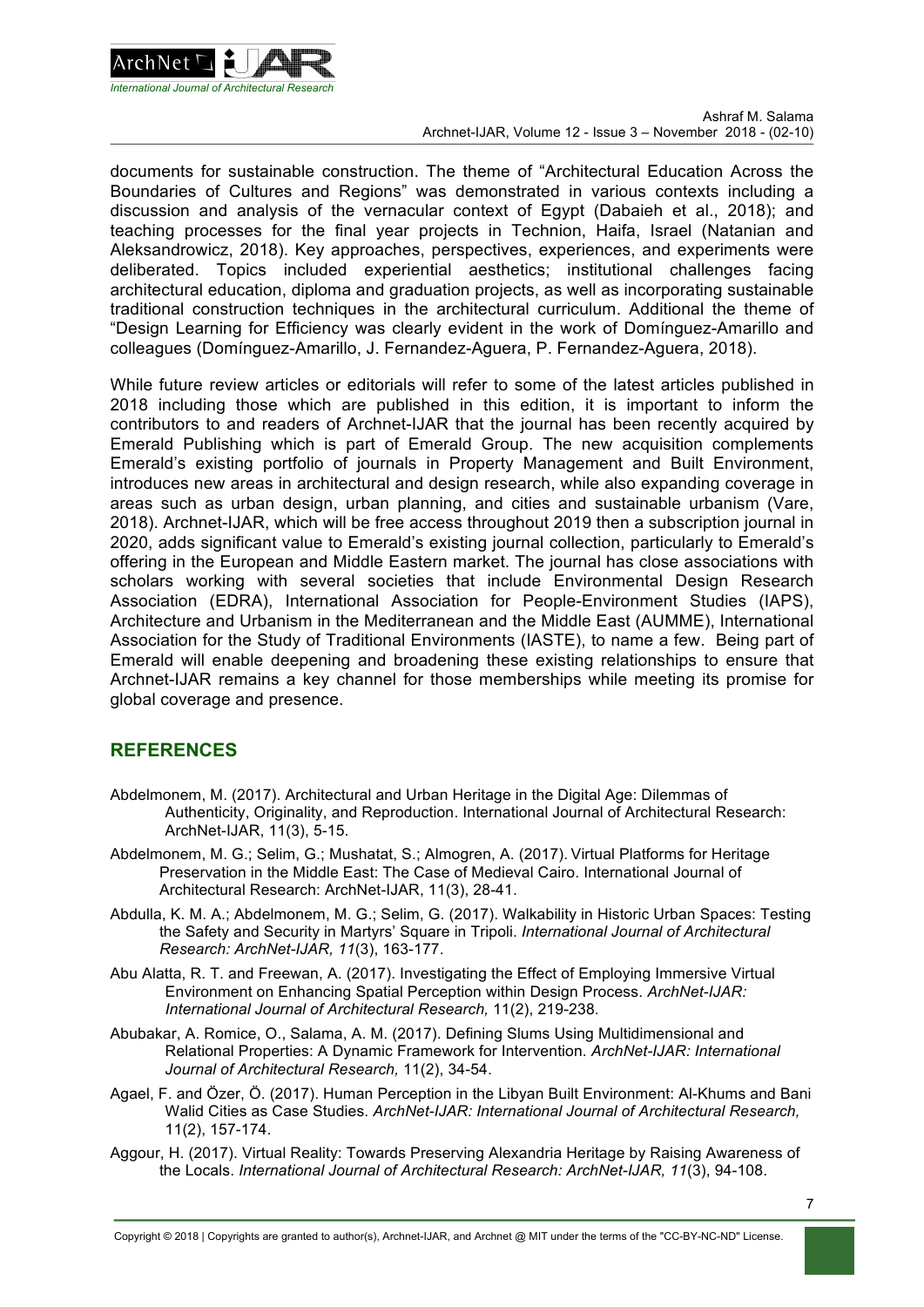documents for sustainable construction. The theme of "Architectural Education Across the Boundaries of Cultures and Regions" was demonstrated in various contexts including a discussion and analysis of the vernacular context of Egypt (Dabaieh et al., 2018); and teaching processes for the final year projects in Technion, Haifa, Israel (Natanian and Aleksandrowicz, 2018). Key approaches, perspectives, experiences, and experiments were deliberated. Topics included experiential aesthetics; institutional challenges facing architectural education, diploma and graduation projects, as well as incorporating sustainable traditional construction techniques in the architectural curriculum. Additional the theme of "Design Learning for Efficiency was clearly evident in the work of Domínguez-Amarillo and colleagues (Domínguez-Amarillo, J. Fernandez-Aguera, P. Fernandez-Aguera, 2018).

While future review articles or editorials will refer to some of the latest articles published in 2018 including those which are published in this edition, it is important to inform the contributors to and readers of Archnet-IJAR that the journal has been recently acquired by Emerald Publishing which is part of Emerald Group. The new acquisition complements Emerald's existing portfolio of journals in Property Management and Built Environment, introduces new areas in architectural and design research, while also expanding coverage in areas such as urban design, urban planning, and cities and sustainable urbanism (Vare, 2018). Archnet-IJAR, which will be free access throughout 2019 then a subscription journal in 2020, adds significant value to Emerald's existing journal collection, particularly to Emerald's offering in the European and Middle Eastern market. The journal has close associations with scholars working with several societies that include Environmental Design Research Association (EDRA), International Association for People-Environment Studies (IAPS), Architecture and Urbanism in the Mediterranean and the Middle East (AUMME), International Association for the Study of Traditional Environments (IASTE), to name a few. Being part of Emerald will enable deepening and broadening these existing relationships to ensure that Archnet-IJAR remains a key channel for those memberships while meeting its promise for global coverage and presence.

## REFERENCES

Abdelmonem, M. (2017). Architectural and Urban Heritage in the Digital Age: Dilemmas of Authenticity, Originality, and Reproduction. International Journal of Architectural Research: ArchNet-IJAR, 11(3), 5-15.

Abdelmonem, M. G.; Selim, G.; Mushatat, S.; Almogren, A. (2017). Virtual Platforms for Heritage Preservation in the Middle East: The Case of Medieval Cairo. International Journal of Architectural Research: ArchNet-IJAR, 11(3), 28-41.

Abdulla, K. M. A.; Abdelmonem, M. G.; Selim, G. (2017). Walkability in Historic Urban Spaces: Testing the Safety and Security in Martyrs' Square in Tripoli. *International Journal of Architectural Research: ArchNet-IJAR, 11*(3), 163-177.

Abu Alatta, R. T. and Freewan, A. (2017). Investigating the Effect of Employing Immersive Virtual Environment on Enhancing Spatial Perception within Design Process. *ArchNet-IJAR: International Journal of Architectural Research,* 11(2), 219-238.

Abubakar, A. Romice, O., Salama, A. M. (2017). Defining Slums Using Multidimensional and Relational Properties: A Dynamic Framework for Intervention. *ArchNet-IJAR: International Journal of Architectural Research,* 11(2), 34-54.

Agael, F. and Özer, Ö. (2017). Human Perception in the Libyan Built Environment: Al-Khums and Bani Walid Cities as Case Studies. *ArchNet-IJAR: International Journal of Architectural Research,* 11(2), 157-174.

Aggour, H. (2017). Virtual Reality: Towards Preserving Alexandria Heritage by Raising Awareness of the Locals. *International Journal of Architectural Research: ArchNet-IJAR, 11*(3), 94-108.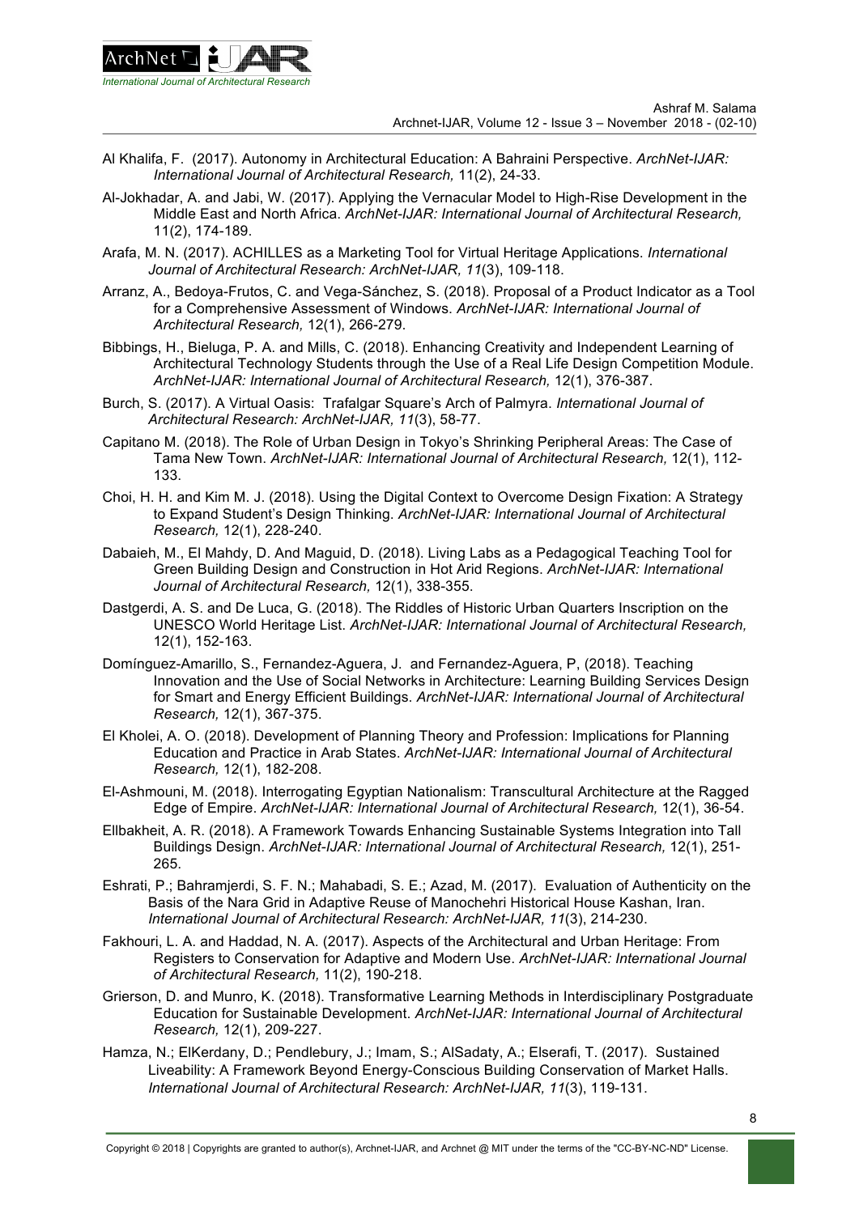Al Khalifa, F. (2017). Autonomy in Architectural Education: A Bahraini Perspective. *ArchNet-IJAR: International Journal of Architectural Research,* 11(2), 24-33.

Al-Jokhadar, A. and Jabi, W. (2017). Applying the Vernacular Model to High-Rise Development in the Middle East and North Africa. *ArchNet-IJAR: International Journal of Architectural Research,* 11(2), 174-189.

Arafa, M. N. (2017). ACHILLES as a Marketing Tool for Virtual Heritage Applications. *International Journal of Architectural Research: ArchNet-IJAR, 11*(3), 109-118.

Arranz, A., Bedoya-Frutos, C. and Vega-Sánchez, S. (2018). Proposal of a Product Indicator as a Tool for a Comprehensive Assessment of Windows. *ArchNet-IJAR: International Journal of Architectural Research,* 12(1), 266-279.

Bibbings, H., Bieluga, P. A. and Mills, C. (2018). Enhancing Creativity and Independent Learning of Architectural Technology Students through the Use of a Real Life Design Competition Module. *ArchNet-IJAR: International Journal of Architectural Research,* 12(1), 376-387.

Burch, S. (2017). A Virtual Oasis: Trafalgar Square's Arch of Palmyra. *International Journal of Architectural Research: ArchNet-IJAR, 11*(3), 58-77.

Capitano M. (2018). The Role of Urban Design in Tokyo's Shrinking Peripheral Areas: The Case of Tama New Town. *ArchNet-IJAR: International Journal of Architectural Research,* 12(1), 112-133.

Choi, H. H. and Kim M. J. (2018). Using the Digital Context to Overcome Design Fixation: A Strategy to Expand Student's Design Thinking. *ArchNet-IJAR: International Journal of Architectural Research,* 12(1), 228-240.

Dabaieh, M., El Mahdy, D. And Maguid, D. (2018). Living Labs as a Pedagogical Teaching Tool for Green Building Design and Construction in Hot Arid Regions. *ArchNet-IJAR: International Journal of Architectural Research,* 12(1), 338-355.

Dastgerdi, A. S. and De Luca, G. (2018). The Riddles of Historic Urban Quarters Inscription on the UNESCO World Heritage List. *ArchNet-IJAR: International Journal of Architectural Research,* 12(1), 152-163.

Domínguez-Amarillo, S., Fernandez-Aguera, J. and Fernandez-Aguera, P, (2018). Teaching Innovation and the Use of Social Networks in Architecture: Learning Building Services Design for Smart and Energy Efficient Buildings. *ArchNet-IJAR: International Journal of Architectural Research,* 12(1), 367-375.

El Kholei, A. O. (2018). Development of Planning Theory and Profession: Implications for Planning Education and Practice in Arab States. *ArchNet-IJAR: International Journal of Architectural Research,* 12(1), 182-208.

El-Ashmouni, M. (2018). Interrogating Egyptian Nationalism: Transcultural Architecture at the Ragged Edge of Empire. *ArchNet-IJAR: International Journal of Architectural Research,* 12(1), 36-54.

Ellbakheit, A. R. (2018). A Framework Towards Enhancing Sustainable Systems Integration into Tall Buildings Design. *ArchNet-IJAR: International Journal of Architectural Research,* 12(1), 251-265.

Eshrati, P.; Bahramjerdi, S. F. N.; Mahabadi, S. E.; Azad, M. (2017). Evaluation of Authenticity on the Basis of the Nara Grid in Adaptive Reuse of Manochehri Historical House Kashan, Iran. *International Journal of Architectural Research: ArchNet-IJAR, 11*(3), 214-230.

Fakhouri, L. A. and Haddad, N. A. (2017). Aspects of the Architectural and Urban Heritage: From Registers to Conservation for Adaptive and Modern Use. *ArchNet-IJAR: International Journal of Architectural Research,* 11(2), 190-218.

Grierson, D. and Munro, K. (2018). Transformative Learning Methods in Interdisciplinary Postgraduate Education for Sustainable Development. *ArchNet-IJAR: International Journal of Architectural Research,* 12(1), 209-227.

Hamza, N.; ElKerdany, D.; Pendlebury, J.; Imam, S.; AlSadaty, A.; Elserafi, T. (2017). Sustained Liveability: A Framework Beyond Energy-Conscious Building Conservation of Market Halls. *International Journal of Architectural Research: ArchNet-IJAR, 11*(3), 119-131.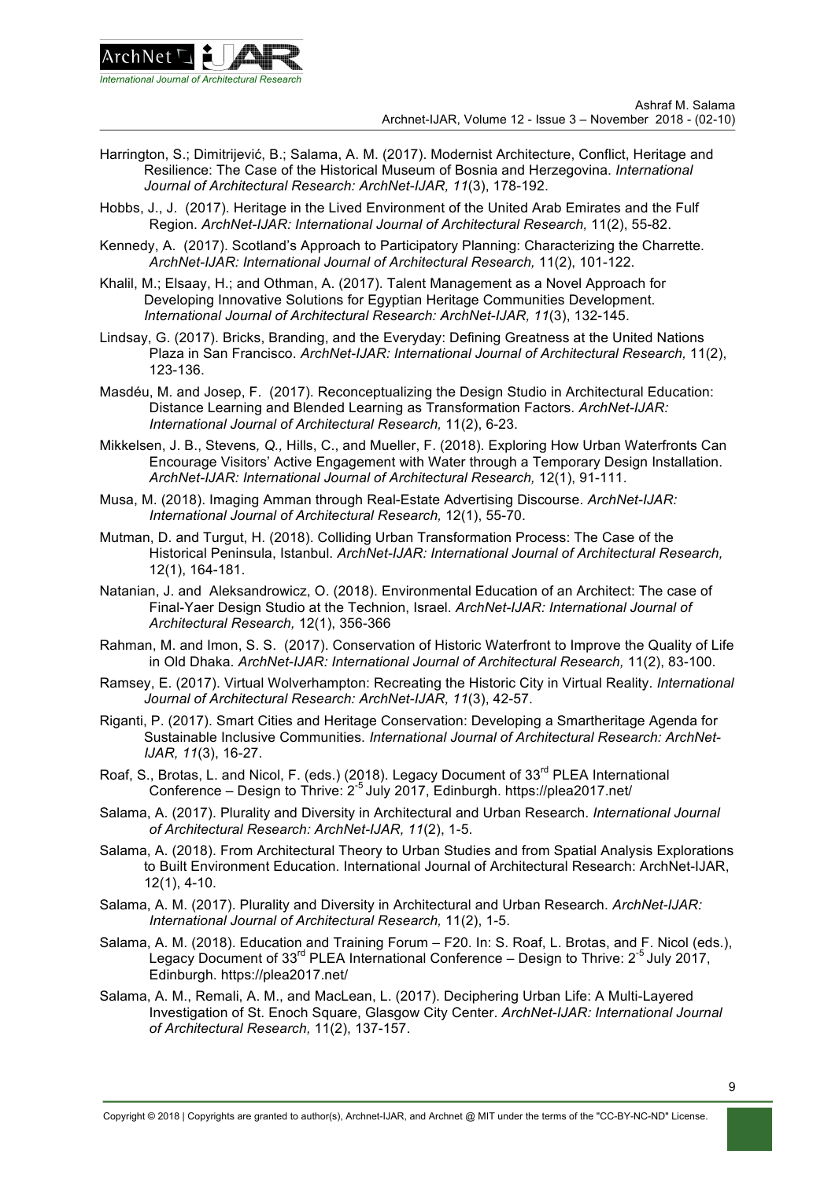Harrington, S.; Dimitrijević, B.; Salama, A. M. (2017). Modernist Architecture, Conflict, Heritage and Resilience: The Case of the Historical Museum of Bosnia and Herzegovina. *International Journal of Architectural Research: ArchNet-IJAR, 11*(3), 178-192.

Hobbs, J., J. (2017). Heritage in the Lived Environment of the United Arab Emirates and the Fulf Region. *ArchNet-IJAR: International Journal of Architectural Research,* 11(2), 55-82.

Kennedy, A. (2017). Scotland's Approach to Participatory Planning: Characterizing the Charrette. *ArchNet-IJAR: International Journal of Architectural Research,* 11(2), 101-122.

Khalil, M.; Elsaay, H.; and Othman, A. (2017). Talent Management as a Novel Approach for Developing Innovative Solutions for Egyptian Heritage Communities Development. *International Journal of Architectural Research: ArchNet-IJAR, 11*(3), 132-145.

Lindsay, G. (2017). Bricks, Branding, and the Everyday: Defining Greatness at the United Nations Plaza in San Francisco. *ArchNet-IJAR: International Journal of Architectural Research,* 11(2), 123-136.

Masdéu, M. and Josep, F. (2017). Reconceptualizing the Design Studio in Architectural Education: Distance Learning and Blended Learning as Transformation Factors. *ArchNet-IJAR: International Journal of Architectural Research,* 11(2), 6-23.

Mikkelsen, J. B., Stevens*, Q.,* Hills, C., and Mueller, F. (2018). Exploring How Urban Waterfronts Can Encourage Visitors' Active Engagement with Water through a Temporary Design Installation. *ArchNet-IJAR: International Journal of Architectural Research,* 12(1), 91-111.

Musa, M. (2018). Imaging Amman through Real-Estate Advertising Discourse. *ArchNet-IJAR: International Journal of Architectural Research,* 12(1), 55-70.

Mutman, D. and Turgut, H. (2018). Colliding Urban Transformation Process: The Case of the Historical Peninsula, Istanbul. *ArchNet-IJAR: International Journal of Architectural Research,* 12(1), 164-181.

Natanian, J. and Aleksandrowicz, O. (2018). Environmental Education of an Architect: The case of Final-Yaer Design Studio at the Technion, Israel. *ArchNet-IJAR: International Journal of Architectural Research,* 12(1), 356-366

Rahman, M. and Imon, S. S. (2017). Conservation of Historic Waterfront to Improve the Quality of Life in Old Dhaka. *ArchNet-IJAR: International Journal of Architectural Research,* 11(2), 83-100.

Ramsey, E. (2017). Virtual Wolverhampton: Recreating the Historic City in Virtual Reality. *International Journal of Architectural Research: ArchNet-IJAR, 11*(3), 42-57.

Riganti, P. (2017). Smart Cities and Heritage Conservation: Developing a Smartheritage Agenda for Sustainable Inclusive Communities. *International Journal of Architectural Research: ArchNet-IJAR, 11*(3), 16-27.

Roaf, S., Brotas, L. and Nicol, F. (eds.) (2018). Legacy Document of 33rd PLEA International Conference – Design to Thrive: 2-5 July 2017, Edinburgh. https://plea2017.net/

Salama, A. (2017). Plurality and Diversity in Architectural and Urban Research. *International Journal of Architectural Research: ArchNet-IJAR, 11*(2), 1-5.

Salama, A. (2018). From Architectural Theory to Urban Studies and from Spatial Analysis Explorations to Built Environment Education. International Journal of Architectural Research: ArchNet-IJAR, 12(1), 4-10.

Salama, A. M. (2017). Plurality and Diversity in Architectural and Urban Research. *ArchNet-IJAR: International Journal of Architectural Research,* 11(2), 1-5.

Salama, A. M. (2018). Education and Training Forum – F20. In: S. Roaf, L. Brotas, and F. Nicol (eds.), Legacy Document of 33rd PLEA International Conference – Design to Thrive: 2-5 July 2017, Edinburgh. https://plea2017.net/

Salama, A. M., Remali, A. M., and MacLean, L. (2017). Deciphering Urban Life: A Multi-Layered Investigation of St. Enoch Square, Glasgow City Center. *ArchNet-IJAR: International Journal of Architectural Research,* 11(2), 137-157.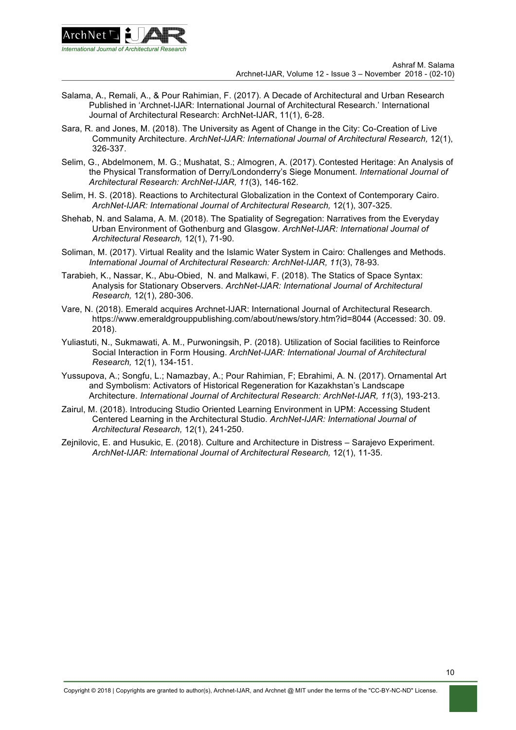Salama, A., Remali, A., & Pour Rahimian, F. (2017). A Decade of Architectural and Urban Research Published in 'Archnet-IJAR: International Journal of Architectural Research.' International Journal of Architectural Research: ArchNet-IJAR, 11(1), 6-28.

Sara, R. and Jones, M. (2018). The University as Agent of Change in the City: Co-Creation of Live Community Architecture. *ArchNet-IJAR: International Journal of Architectural Research,* 12(1), 326-337.

Selim, G., Abdelmonem, M. G.; Mushatat, S.; Almogren, A. (2017). Contested Heritage: An Analysis of the Physical Transformation of Derry/Londonderry's Siege Monument. *International Journal of Architectural Research: ArchNet-IJAR, 11*(3), 146-162.

Selim, H. S. (2018). Reactions to Architectural Globalization in the Context of Contemporary Cairo. *ArchNet-IJAR: International Journal of Architectural Research,* 12(1), 307-325.

Shehab, N. and Salama, A. M. (2018). The Spatiality of Segregation: Narratives from the Everyday Urban Environment of Gothenburg and Glasgow. *ArchNet-IJAR: International Journal of Architectural Research,* 12(1), 71-90.

Soliman, M. (2017). Virtual Reality and the Islamic Water System in Cairo: Challenges and Methods. *International Journal of Architectural Research: ArchNet-IJAR, 11*(3), 78-93.

Tarabieh, K., Nassar, K., Abu-Obied, N. and Malkawi, F. (2018). The Statics of Space Syntax: Analysis for Stationary Observers. *ArchNet-IJAR: International Journal of Architectural Research,* 12(1), 280-306.

Vare, N. (2018). Emerald acquires Archnet-IJAR: International Journal of Architectural Research. https://www.emeraldgrouppublishing.com/about/news/story.htm?id=8044 (Accessed: 30. 09. 2018).

Yuliastuti, N., Sukmawati, A. M., Purwoningsih, P. (2018). Utilization of Social facilities to Reinforce Social Interaction in Form Housing. *ArchNet-IJAR: International Journal of Architectural Research,* 12(1), 134-151.

Yussupova, A.; Songfu, L.; Namazbay, A.; Pour Rahimian, F; Ebrahimi, A. N. (2017). Ornamental Art and Symbolism: Activators of Historical Regeneration for Kazakhstan's Landscape Architecture. *International Journal of Architectural Research: ArchNet-IJAR, 11*(3), 193-213.

Zairul, M. (2018). Introducing Studio Oriented Learning Environment in UPM: Accessing Student Centered Learning in the Architectural Studio. *ArchNet-IJAR: International Journal of Architectural Research,* 12(1), 241-250.

Zejnilovic, E. and Husukic, E. (2018). Culture and Architecture in Distress – Sarajevo Experiment. *ArchNet-IJAR: International Journal of Architectural Research,* 12(1), 11-35.